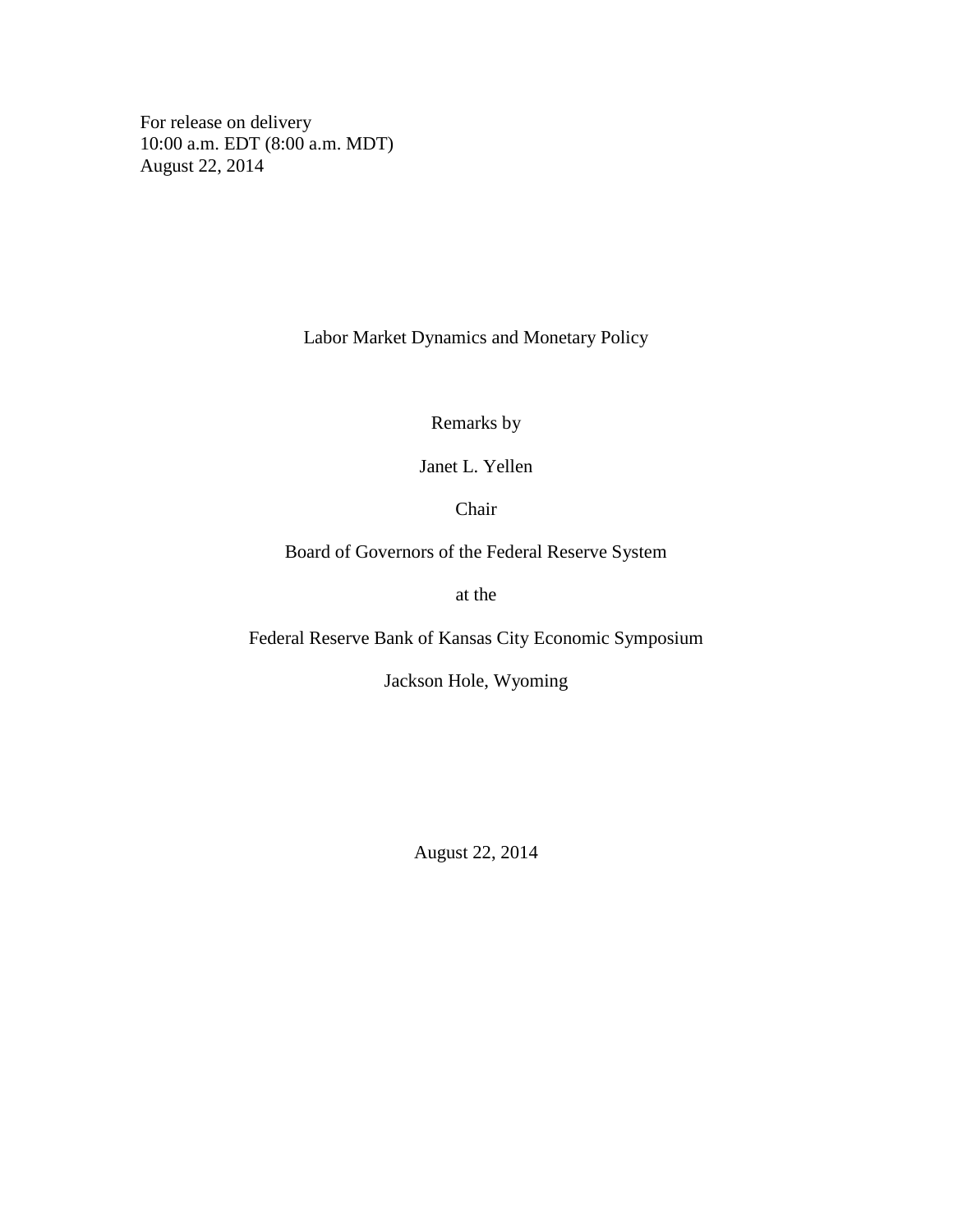For release on delivery
10:00 a.m. EDT (8:00 a.m. MDT)
August 22, 2014

# Labor Market Dynamics and Monetary Policy

Remarks by

Janet L. Yellen

Chair

Board of Governors of the Federal Reserve System

at the

Federal Reserve Bank of Kansas City Economic Symposium

Jackson Hole, Wyoming

August 22, 2014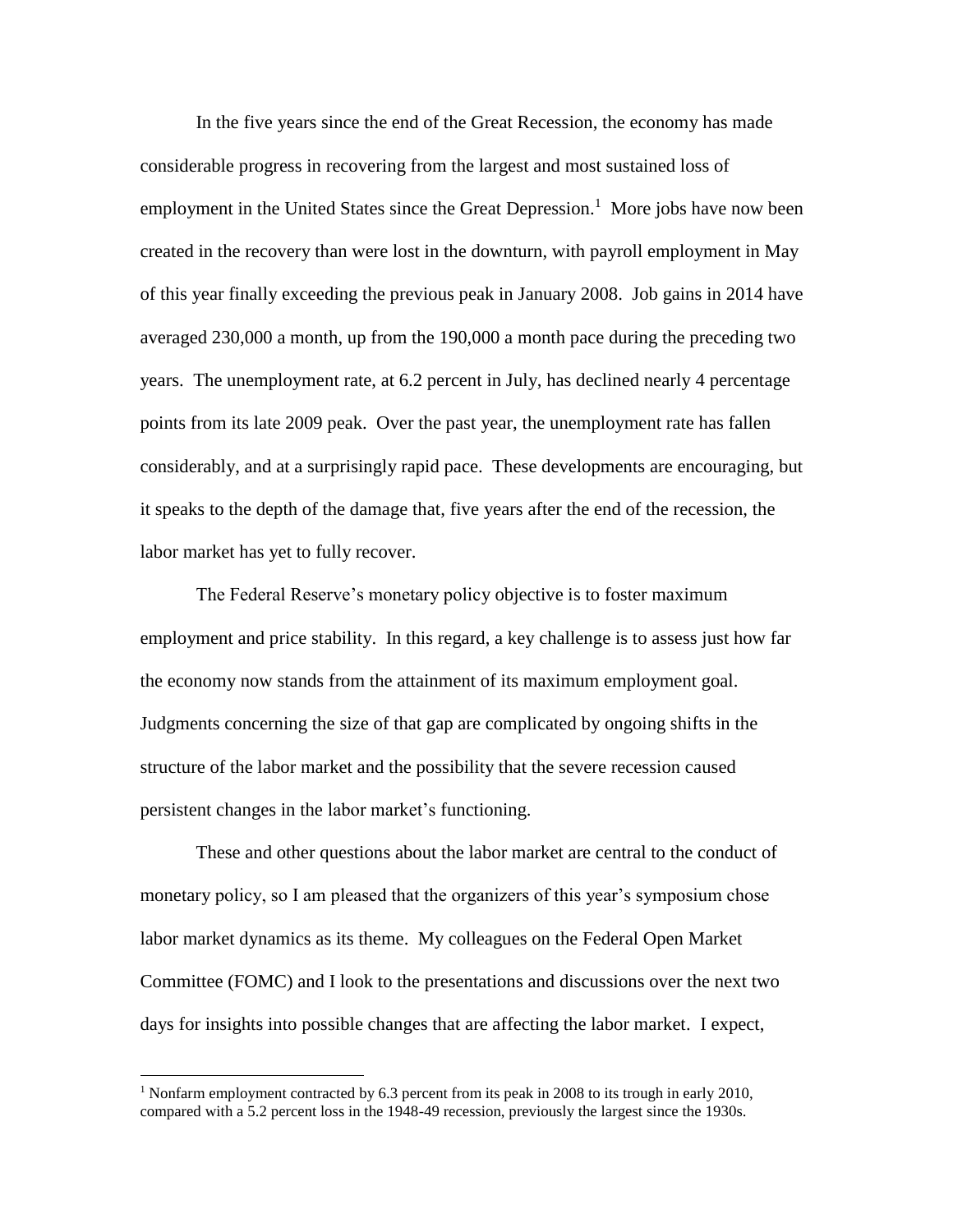In the five years since the end of the Great Recession, the economy has made considerable progress in recovering from the largest and most sustained loss of employment in the United States since the Great Depression.[1] More jobs have now been created in the recovery than were lost in the downturn, with payroll employment in May of this year finally exceeding the previous peak in January 2008. Job gains in 2014 have averaged 230,000 a month, up from the 190,000 a month pace during the preceding two years. The unemployment rate, at 6.2 percent in July, has declined nearly 4 percentage points from its late 2009 peak. Over the past year, the unemployment rate has fallen considerably, and at a surprisingly rapid pace. These developments are encouraging, but it speaks to the depth of the damage that, five years after the end of the recession, the labor market has yet to fully recover.

The Federal Reserve's monetary policy objective is to foster maximum employment and price stability. In this regard, a key challenge is to assess just how far the economy now stands from the attainment of its maximum employment goal. Judgments concerning the size of that gap are complicated by ongoing shifts in the structure of the labor market and the possibility that the severe recession caused persistent changes in the labor market's functioning.

These and other questions about the labor market are central to the conduct of monetary policy, so I am pleased that the organizers of this year's symposium chose labor market dynamics as its theme. My colleagues on the Federal Open Market Committee (FOMC) and I look to the presentations and discussions over the next two days for insights into possible changes that are affecting the labor market. I expect,

[1] Nonfarm employment contracted by 6.3 percent from its peak in 2008 to its trough in early 2010, compared with a 5.2 percent loss in the 1948-49 recession, previously the largest since the 1930s.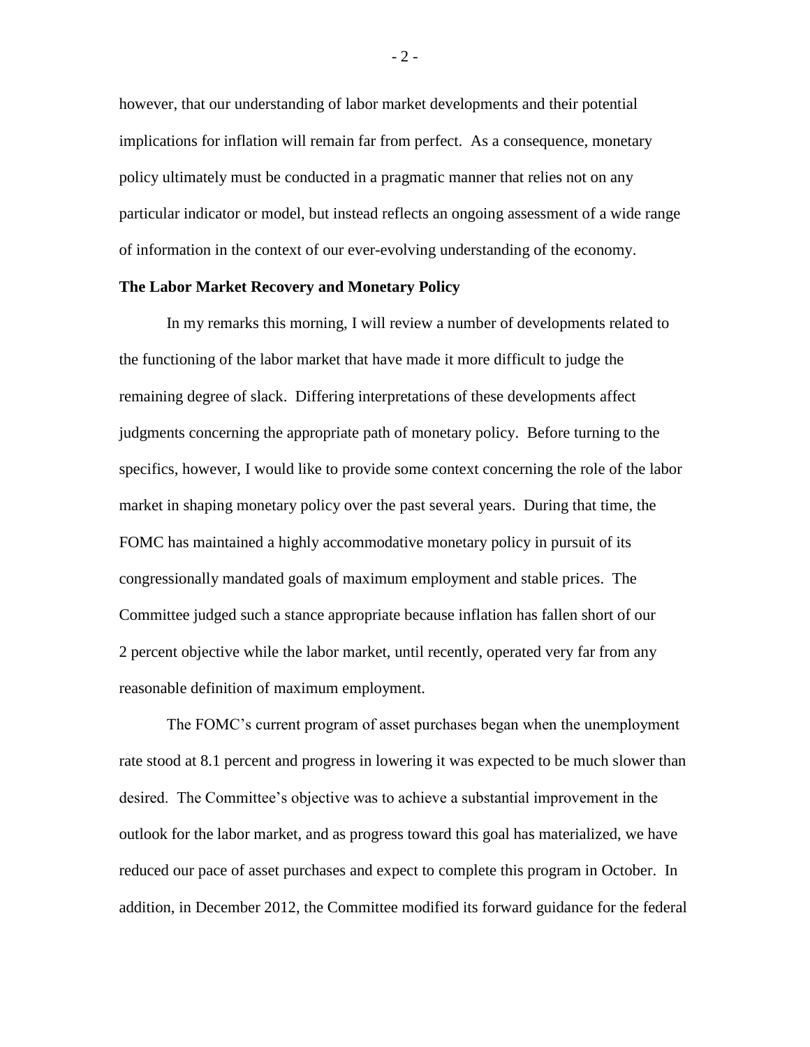however, that our understanding of labor market developments and their potential implications for inflation will remain far from perfect. As a consequence, monetary policy ultimately must be conducted in a pragmatic manner that relies not on any particular indicator or model, but instead reflects an ongoing assessment of a wide range of information in the context of our ever-evolving understanding of the economy.

**The Labor Market Recovery and Monetary Policy**

In my remarks this morning, I will review a number of developments related to the functioning of the labor market that have made it more difficult to judge the remaining degree of slack. Differing interpretations of these developments affect judgments concerning the appropriate path of monetary policy. Before turning to the specifics, however, I would like to provide some context concerning the role of the labor market in shaping monetary policy over the past several years. During that time, the FOMC has maintained a highly accommodative monetary policy in pursuit of its congressionally mandated goals of maximum employment and stable prices. The Committee judged such a stance appropriate because inflation has fallen short of our 2 percent objective while the labor market, until recently, operated very far from any reasonable definition of maximum employment.

The FOMC's current program of asset purchases began when the unemployment rate stood at 8.1 percent and progress in lowering it was expected to be much slower than desired. The Committee's objective was to achieve a substantial improvement in the outlook for the labor market, and as progress toward this goal has materialized, we have reduced our pace of asset purchases and expect to complete this program in October. In addition, in December 2012, the Committee modified its forward guidance for the federal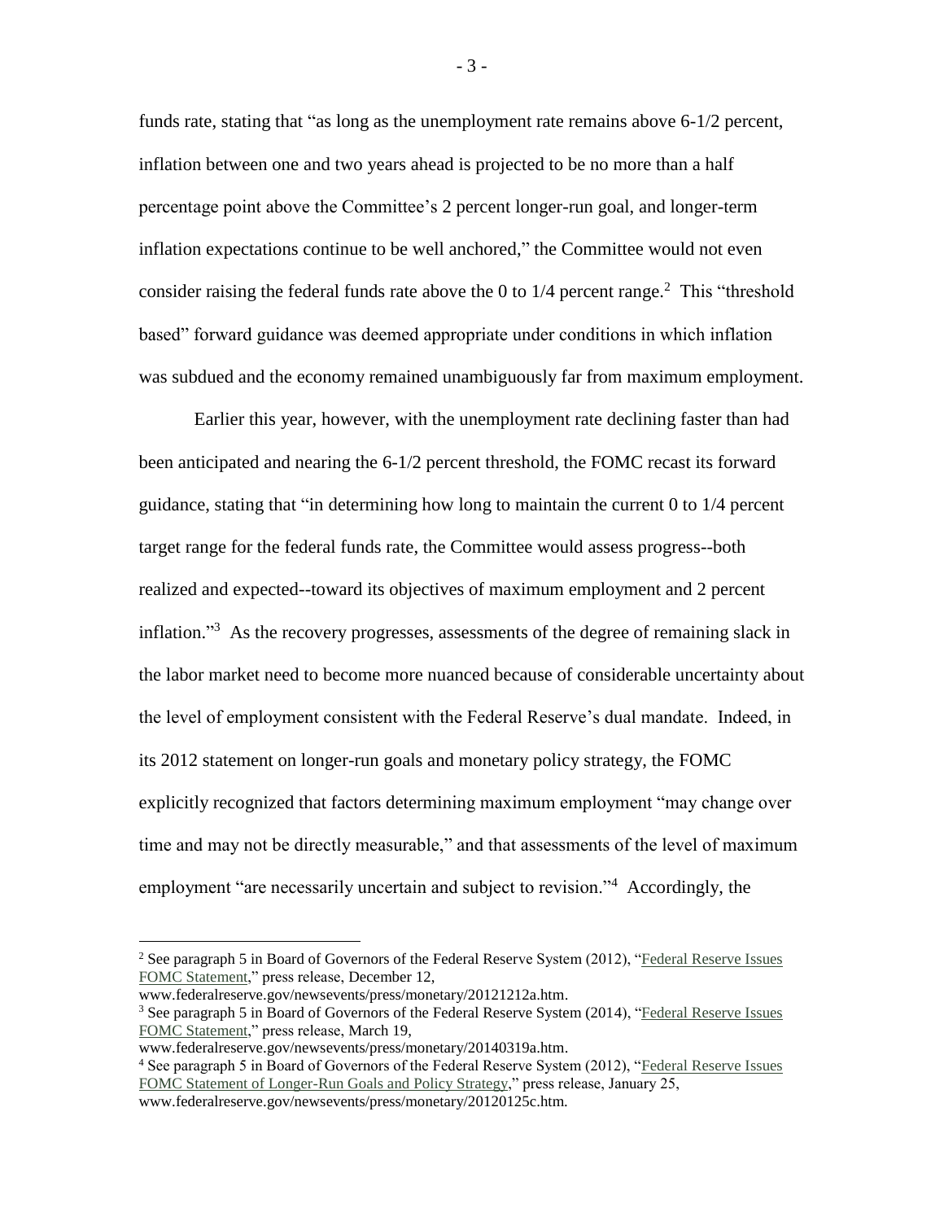funds rate, stating that "as long as the unemployment rate remains above 6-1/2 percent, inflation between one and two years ahead is projected to be no more than a half percentage point above the Committee's 2 percent longer-run goal, and longer-term inflation expectations continue to be well anchored," the Committee would not even consider raising the federal funds rate above the 0 to 1/4 percent range.[2] This "threshold based" forward guidance was deemed appropriate under conditions in which inflation was subdued and the economy remained unambiguously far from maximum employment.

Earlier this year, however, with the unemployment rate declining faster than had been anticipated and nearing the 6-1/2 percent threshold, the FOMC recast its forward guidance, stating that "in determining how long to maintain the current 0 to 1/4 percent target range for the federal funds rate, the Committee would assess progress--both realized and expected--toward its objectives of maximum employment and 2 percent inflation."[3] As the recovery progresses, assessments of the degree of remaining slack in the labor market need to become more nuanced because of considerable uncertainty about the level of employment consistent with the Federal Reserve's dual mandate. Indeed, in its 2012 statement on longer-run goals and monetary policy strategy, the FOMC explicitly recognized that factors determining maximum employment "may change over time and may not be directly measurable," and that assessments of the level of maximum employment "are necessarily uncertain and subject to revision."[4] Accordingly, the

---

[2] See paragraph 5 in Board of Governors of the Federal Reserve System (2012), "Federal Reserve Issues FOMC Statement," press release, December 12, www.federalreserve.gov/newsevents/press/monetary/20121212a.htm.

[3] See paragraph 5 in Board of Governors of the Federal Reserve System (2014), "Federal Reserve Issues FOMC Statement," press release, March 19, www.federalreserve.gov/newsevents/press/monetary/20140319a.htm.

[4] See paragraph 5 in Board of Governors of the Federal Reserve System (2012), "Federal Reserve Issues FOMC Statement of Longer-Run Goals and Policy Strategy," press release, January 25, www.federalreserve.gov/newsevents/press/monetary/20120125c.htm.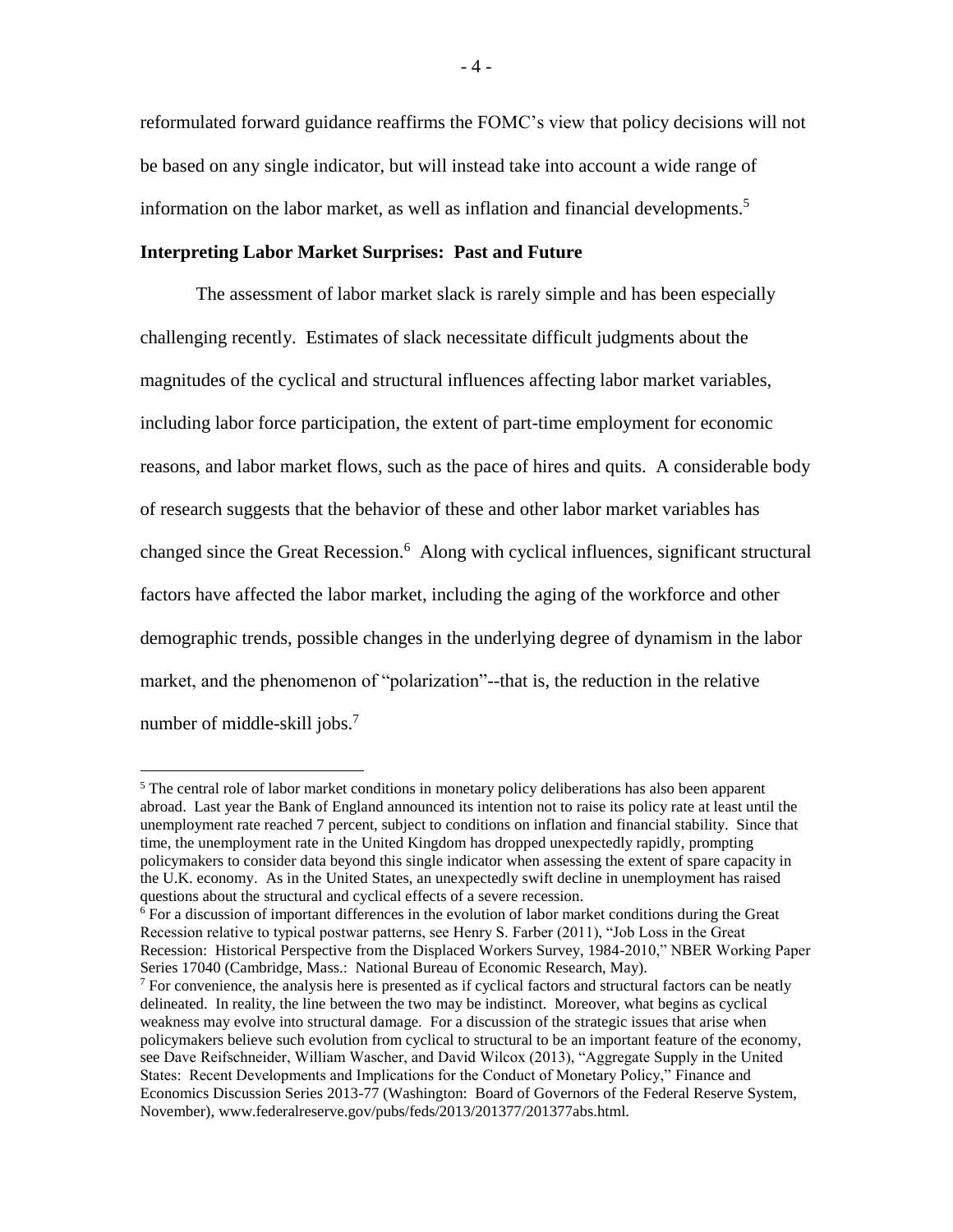reformulated forward guidance reaffirms the FOMC's view that policy decisions will not be based on any single indicator, but will instead take into account a wide range of information on the labor market, as well as inflation and financial developments.[5]

**Interpreting Labor Market Surprises: Past and Future**

The assessment of labor market slack is rarely simple and has been especially challenging recently. Estimates of slack necessitate difficult judgments about the magnitudes of the cyclical and structural influences affecting labor market variables, including labor force participation, the extent of part-time employment for economic reasons, and labor market flows, such as the pace of hires and quits. A considerable body of research suggests that the behavior of these and other labor market variables has changed since the Great Recession.[6] Along with cyclical influences, significant structural factors have affected the labor market, including the aging of the workforce and other demographic trends, possible changes in the underlying degree of dynamism in the labor market, and the phenomenon of "polarization"--that is, the reduction in the relative number of middle-skill jobs.[7]

---

[5] The central role of labor market conditions in monetary policy deliberations has also been apparent abroad. Last year the Bank of England announced its intention not to raise its policy rate at least until the unemployment rate reached 7 percent, subject to conditions on inflation and financial stability. Since that time, the unemployment rate in the United Kingdom has dropped unexpectedly rapidly, prompting policymakers to consider data beyond this single indicator when assessing the extent of spare capacity in the U.K. economy. As in the United States, an unexpectedly swift decline in unemployment has raised questions about the structural and cyclical effects of a severe recession.

[6] For a discussion of important differences in the evolution of labor market conditions during the Great Recession relative to typical postwar patterns, see Henry S. Farber (2011), "Job Loss in the Great Recession: Historical Perspective from the Displaced Workers Survey, 1984-2010," NBER Working Paper Series 17040 (Cambridge, Mass.: National Bureau of Economic Research, May).

[7] For convenience, the analysis here is presented as if cyclical factors and structural factors can be neatly delineated. In reality, the line between the two may be indistinct. Moreover, what begins as cyclical weakness may evolve into structural damage. For a discussion of the strategic issues that arise when policymakers believe such evolution from cyclical to structural to be an important feature of the economy, see Dave Reifschneider, William Wascher, and David Wilcox (2013), "Aggregate Supply in the United States: Recent Developments and Implications for the Conduct of Monetary Policy," Finance and Economics Discussion Series 2013-77 (Washington: Board of Governors of the Federal Reserve System, November), www.federalreserve.gov/pubs/feds/2013/201377/201377abs.html.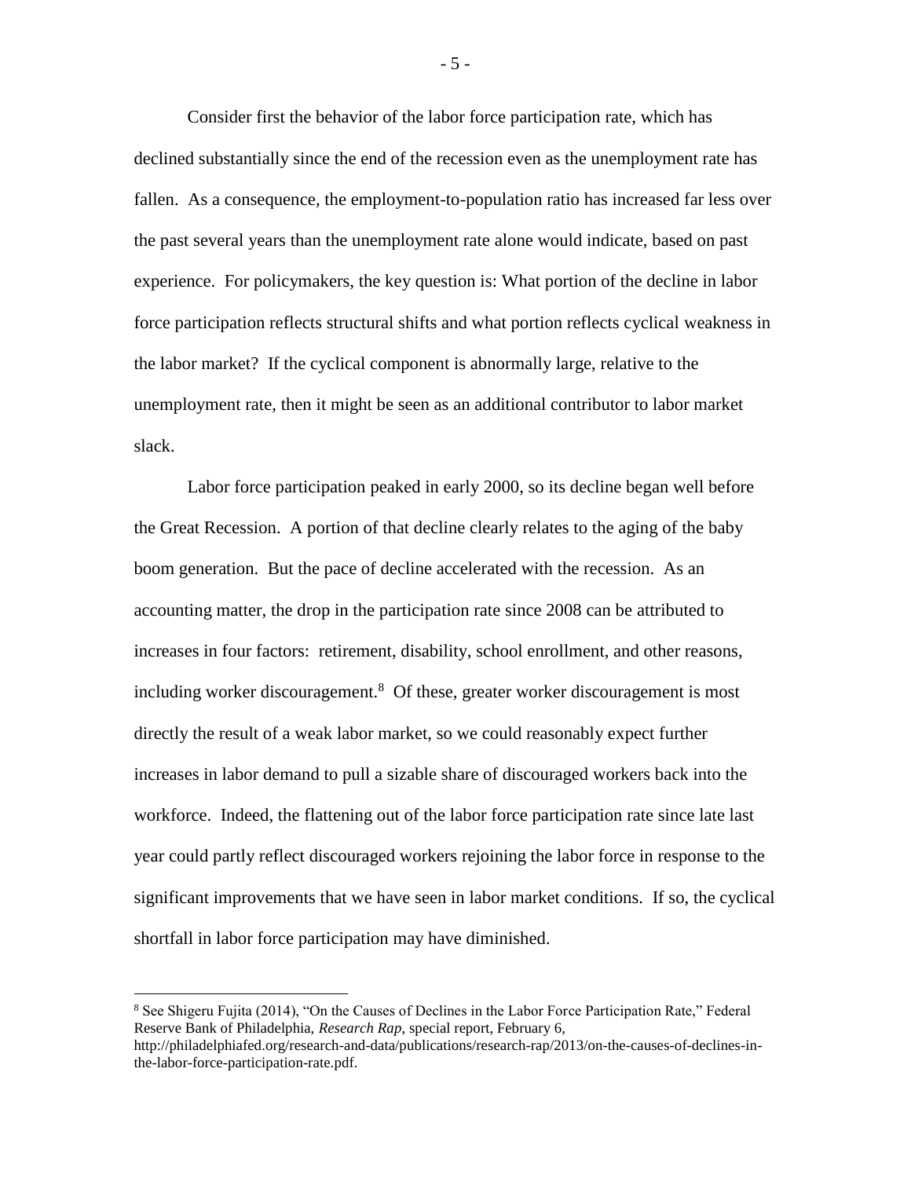Consider first the behavior of the labor force participation rate, which has declined substantially since the end of the recession even as the unemployment rate has fallen. As a consequence, the employment-to-population ratio has increased far less over the past several years than the unemployment rate alone would indicate, based on past experience. For policymakers, the key question is: What portion of the decline in labor force participation reflects structural shifts and what portion reflects cyclical weakness in the labor market? If the cyclical component is abnormally large, relative to the unemployment rate, then it might be seen as an additional contributor to labor market slack.

Labor force participation peaked in early 2000, so its decline began well before the Great Recession. A portion of that decline clearly relates to the aging of the baby boom generation. But the pace of decline accelerated with the recession. As an accounting matter, the drop in the participation rate since 2008 can be attributed to increases in four factors: retirement, disability, school enrollment, and other reasons, including worker discouragement.[8] Of these, greater worker discouragement is most directly the result of a weak labor market, so we could reasonably expect further increases in labor demand to pull a sizable share of discouraged workers back into the workforce. Indeed, the flattening out of the labor force participation rate since late last year could partly reflect discouraged workers rejoining the labor force in response to the significant improvements that we have seen in labor market conditions. If so, the cyclical shortfall in labor force participation may have diminished.

---

[8] See Shigeru Fujita (2014), "On the Causes of Declines in the Labor Force Participation Rate," Federal Reserve Bank of Philadelphia, *Research Rap*, special report, February 6, http://philadelphiafed.org/research-and-data/publications/research-rap/2013/on-the-causes-of-declines-in-the-labor-force-participation-rate.pdf.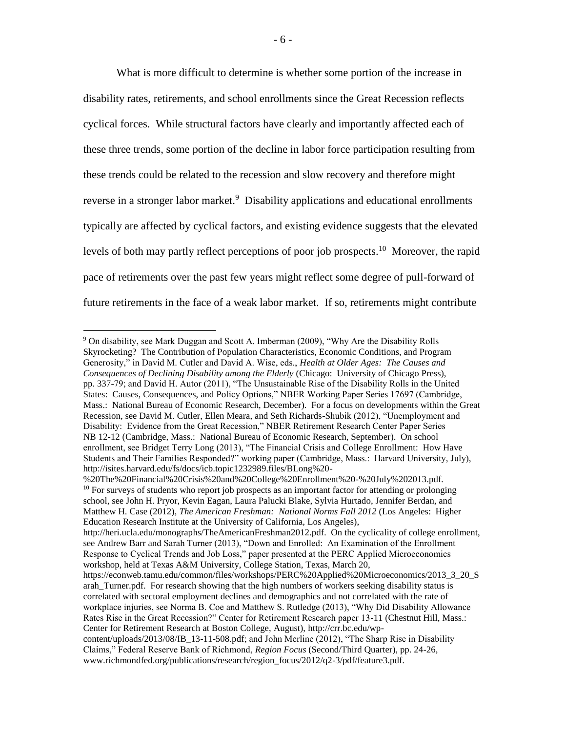What is more difficult to determine is whether some portion of the increase in disability rates, retirements, and school enrollments since the Great Recession reflects cyclical forces. While structural factors have clearly and importantly affected each of these three trends, some portion of the decline in labor force participation resulting from these trends could be related to the recession and slow recovery and therefore might reverse in a stronger labor market.[9] Disability applications and educational enrollments typically are affected by cyclical factors, and existing evidence suggests that the elevated levels of both may partly reflect perceptions of poor job prospects.[10] Moreover, the rapid pace of retirements over the past few years might reflect some degree of pull-forward of future retirements in the face of a weak labor market. If so, retirements might contribute

[9] On disability, see Mark Duggan and Scott A. Imberman (2009), "Why Are the Disability Rolls Skyrocketing? The Contribution of Population Characteristics, Economic Conditions, and Program Generosity," in David M. Cutler and David A. Wise, eds., *Health at Older Ages: The Causes and Consequences of Declining Disability among the Elderly* (Chicago: University of Chicago Press), pp. 337-79; and David H. Autor (2011), "The Unsustainable Rise of the Disability Rolls in the United States: Causes, Consequences, and Policy Options," NBER Working Paper Series 17697 (Cambridge, Mass.: National Bureau of Economic Research, December). For a focus on developments within the Great Recession, see David M. Cutler, Ellen Meara, and Seth Richards-Shubik (2012), "Unemployment and Disability: Evidence from the Great Recession," NBER Retirement Research Center Paper Series NB 12-12 (Cambridge, Mass.: National Bureau of Economic Research, September). On school enrollment, see Bridget Terry Long (2013), "The Financial Crisis and College Enrollment: How Have Students and Their Families Responded?" working paper (Cambridge, Mass.: Harvard University, July), http://isites.harvard.edu/fs/docs/icb.topic1232989.files/BLong%20-%20The%20Financial%20Crisis%20and%20College%20Enrollment%20-%20July%202013.pdf.

[10] For surveys of students who report job prospects as an important factor for attending or prolonging school, see John H. Pryor, Kevin Eagan, Laura Palucki Blake, Sylvia Hurtado, Jennifer Berdan, and Matthew H. Case (2012), *The American Freshman: National Norms Fall 2012* (Los Angeles: Higher Education Research Institute at the University of California, Los Angeles), http://heri.ucla.edu/monographs/TheAmericanFreshman2012.pdf. On the cyclicality of college enrollment, see Andrew Barr and Sarah Turner (2013), "Down and Enrolled: An Examination of the Enrollment Response to Cyclical Trends and Job Loss," paper presented at the PERC Applied Microeconomics workshop, held at Texas A&M University, College Station, Texas, March 20, https://econweb.tamu.edu/common/files/workshops/PERC%20Applied%20Microeconomics/2013_3_20_Sarah_Turner.pdf. For research showing that the high numbers of workers seeking disability status is correlated with sectoral employment declines and demographics and not correlated with the rate of workplace injuries, see Norma B. Coe and Matthew S. Rutledge (2013), "Why Did Disability Allowance Rates Rise in the Great Recession?" Center for Retirement Research paper 13-11 (Chestnut Hill, Mass.: Center for Retirement Research at Boston College, August), http://crr.bc.edu/wp-content/uploads/2013/08/IB_13-11-508.pdf; and John Merline (2012), "The Sharp Rise in Disability Claims," Federal Reserve Bank of Richmond, *Region Focus* (Second/Third Quarter), pp. 24-26, www.richmondfed.org/publications/research/region_focus/2012/q2-3/pdf/feature3.pdf.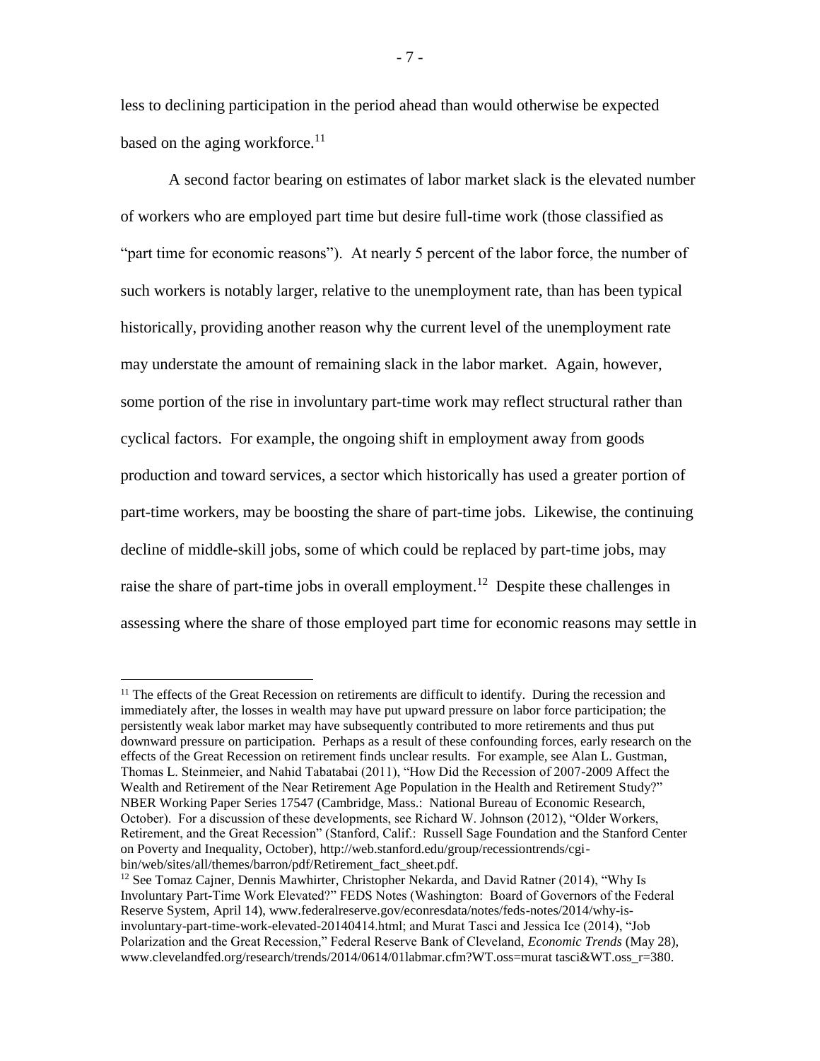less to declining participation in the period ahead than would otherwise be expected based on the aging workforce.[11]

A second factor bearing on estimates of labor market slack is the elevated number of workers who are employed part time but desire full-time work (those classified as "part time for economic reasons"). At nearly 5 percent of the labor force, the number of such workers is notably larger, relative to the unemployment rate, than has been typical historically, providing another reason why the current level of the unemployment rate may understate the amount of remaining slack in the labor market. Again, however, some portion of the rise in involuntary part-time work may reflect structural rather than cyclical factors. For example, the ongoing shift in employment away from goods production and toward services, a sector which historically has used a greater portion of part-time workers, may be boosting the share of part-time jobs. Likewise, the continuing decline of middle-skill jobs, some of which could be replaced by part-time jobs, may raise the share of part-time jobs in overall employment.[12] Despite these challenges in assessing where the share of those employed part time for economic reasons may settle in

---

[11] The effects of the Great Recession on retirements are difficult to identify. During the recession and immediately after, the losses in wealth may have put upward pressure on labor force participation; the persistently weak labor market may have subsequently contributed to more retirements and thus put downward pressure on participation. Perhaps as a result of these confounding forces, early research on the effects of the Great Recession on retirement finds unclear results. For example, see Alan L. Gustman, Thomas L. Steinmeier, and Nahid Tabatabai (2011), "How Did the Recession of 2007-2009 Affect the Wealth and Retirement of the Near Retirement Age Population in the Health and Retirement Study?" NBER Working Paper Series 17547 (Cambridge, Mass.: National Bureau of Economic Research, October). For a discussion of these developments, see Richard W. Johnson (2012), "Older Workers, Retirement, and the Great Recession" (Stanford, Calif.: Russell Sage Foundation and the Stanford Center on Poverty and Inequality, October), http://web.stanford.edu/group/recessiontrends/cgi-bin/web/sites/all/themes/barron/pdf/Retirement_fact_sheet.pdf.

[12] See Tomaz Cajner, Dennis Mawhirter, Christopher Nekarda, and David Ratner (2014), "Why Is Involuntary Part-Time Work Elevated?" FEDS Notes (Washington: Board of Governors of the Federal Reserve System, April 14), www.federalreserve.gov/econresdata/notes/feds-notes/2014/why-is-involuntary-part-time-work-elevated-20140414.html; and Murat Tasci and Jessica Ice (2014), "Job Polarization and the Great Recession," Federal Reserve Bank of Cleveland, *Economic Trends* (May 28), www.clevelandfed.org/research/trends/2014/0614/01labmar.cfm?WT.oss=murat tasci&WT.oss_r=380.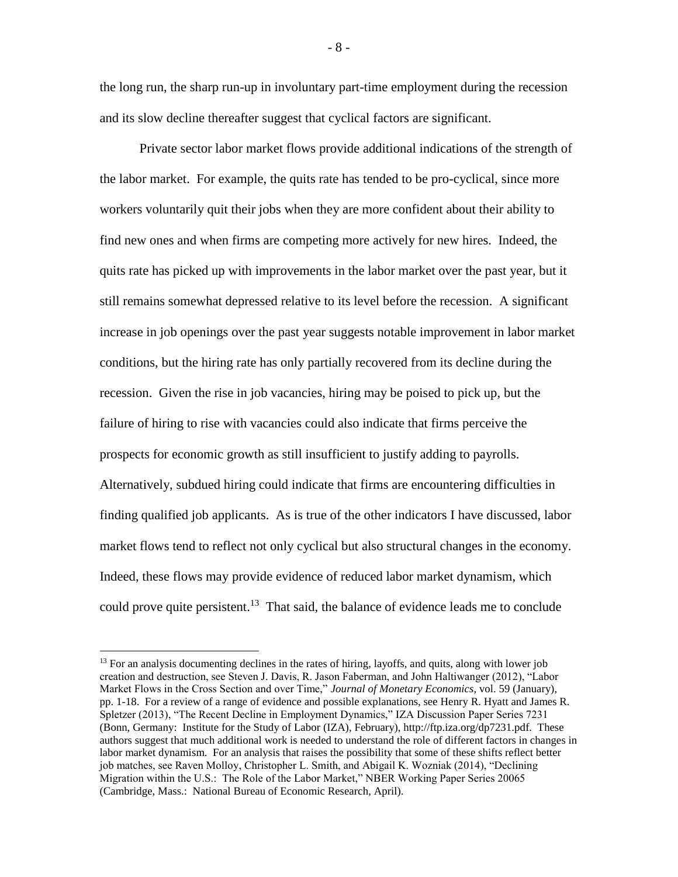the long run, the sharp run-up in involuntary part-time employment during the recession and its slow decline thereafter suggest that cyclical factors are significant.

Private sector labor market flows provide additional indications of the strength of the labor market. For example, the quits rate has tended to be pro-cyclical, since more workers voluntarily quit their jobs when they are more confident about their ability to find new ones and when firms are competing more actively for new hires. Indeed, the quits rate has picked up with improvements in the labor market over the past year, but it still remains somewhat depressed relative to its level before the recession. A significant increase in job openings over the past year suggests notable improvement in labor market conditions, but the hiring rate has only partially recovered from its decline during the recession. Given the rise in job vacancies, hiring may be poised to pick up, but the failure of hiring to rise with vacancies could also indicate that firms perceive the prospects for economic growth as still insufficient to justify adding to payrolls. Alternatively, subdued hiring could indicate that firms are encountering difficulties in finding qualified job applicants. As is true of the other indicators I have discussed, labor market flows tend to reflect not only cyclical but also structural changes in the economy. Indeed, these flows may provide evidence of reduced labor market dynamism, which could prove quite persistent.[13] That said, the balance of evidence leads me to conclude

[13] For an analysis documenting declines in the rates of hiring, layoffs, and quits, along with lower job creation and destruction, see Steven J. Davis, R. Jason Faberman, and John Haltiwanger (2012), "Labor Market Flows in the Cross Section and over Time," *Journal of Monetary Economics*, vol. 59 (January), pp. 1-18. For a review of a range of evidence and possible explanations, see Henry R. Hyatt and James R. Spletzer (2013), "The Recent Decline in Employment Dynamics," IZA Discussion Paper Series 7231 (Bonn, Germany: Institute for the Study of Labor (IZA), February), http://ftp.iza.org/dp7231.pdf. These authors suggest that much additional work is needed to understand the role of different factors in changes in labor market dynamism. For an analysis that raises the possibility that some of these shifts reflect better job matches, see Raven Molloy, Christopher L. Smith, and Abigail K. Wozniak (2014), "Declining Migration within the U.S.: The Role of the Labor Market," NBER Working Paper Series 20065 (Cambridge, Mass.: National Bureau of Economic Research, April).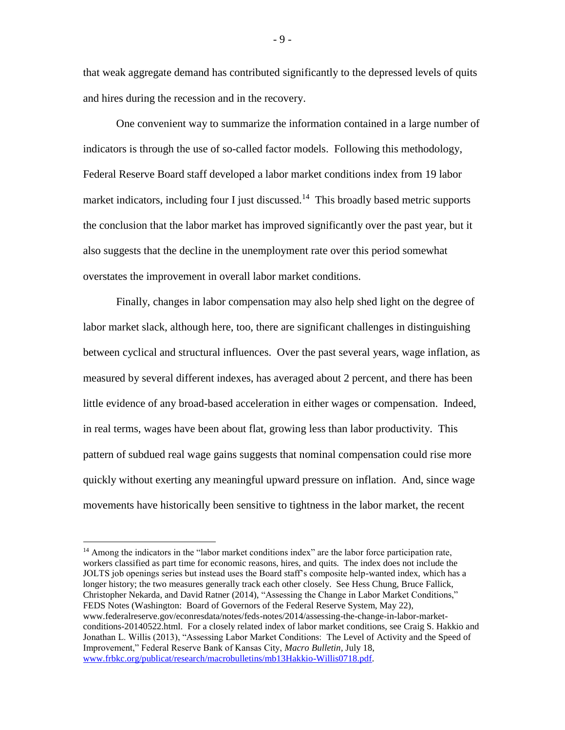that weak aggregate demand has contributed significantly to the depressed levels of quits and hires during the recession and in the recovery.

One convenient way to summarize the information contained in a large number of indicators is through the use of so-called factor models. Following this methodology, Federal Reserve Board staff developed a labor market conditions index from 19 labor market indicators, including four I just discussed.[14] This broadly based metric supports the conclusion that the labor market has improved significantly over the past year, but it also suggests that the decline in the unemployment rate over this period somewhat overstates the improvement in overall labor market conditions.

Finally, changes in labor compensation may also help shed light on the degree of labor market slack, although here, too, there are significant challenges in distinguishing between cyclical and structural influences. Over the past several years, wage inflation, as measured by several different indexes, has averaged about 2 percent, and there has been little evidence of any broad-based acceleration in either wages or compensation. Indeed, in real terms, wages have been about flat, growing less than labor productivity. This pattern of subdued real wage gains suggests that nominal compensation could rise more quickly without exerting any meaningful upward pressure on inflation. And, since wage movements have historically been sensitive to tightness in the labor market, the recent

---

[14] Among the indicators in the "labor market conditions index" are the labor force participation rate, workers classified as part time for economic reasons, hires, and quits. The index does not include the JOLTS job openings series but instead uses the Board staff's composite help-wanted index, which has a longer history; the two measures generally track each other closely. See Hess Chung, Bruce Fallick, Christopher Nekarda, and David Ratner (2014), "Assessing the Change in Labor Market Conditions," FEDS Notes (Washington: Board of Governors of the Federal Reserve System, May 22), www.federalreserve.gov/econresdata/notes/feds-notes/2014/assessing-the-change-in-labor-market-conditions-20140522.html. For a closely related index of labor market conditions, see Craig S. Hakkio and Jonathan L. Willis (2013), "Assessing Labor Market Conditions: The Level of Activity and the Speed of Improvement," Federal Reserve Bank of Kansas City, *Macro Bulletin*, July 18, www.frbkc.org/publicat/research/macrobulletins/mb13Hakkio-Willis0718.pdf.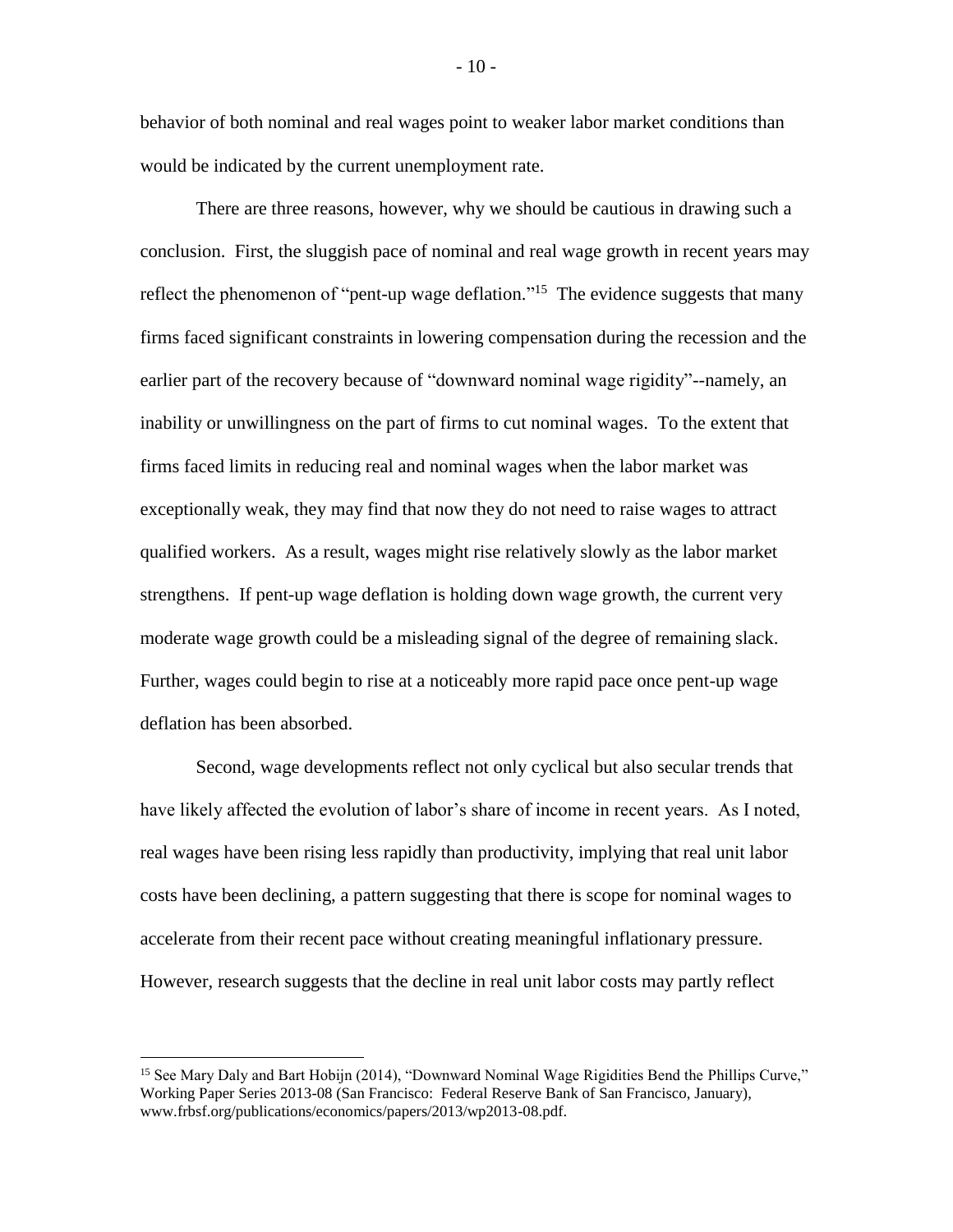behavior of both nominal and real wages point to weaker labor market conditions than would be indicated by the current unemployment rate.

There are three reasons, however, why we should be cautious in drawing such a conclusion. First, the sluggish pace of nominal and real wage growth in recent years may reflect the phenomenon of "pent-up wage deflation."[15] The evidence suggests that many firms faced significant constraints in lowering compensation during the recession and the earlier part of the recovery because of "downward nominal wage rigidity"--namely, an inability or unwillingness on the part of firms to cut nominal wages. To the extent that firms faced limits in reducing real and nominal wages when the labor market was exceptionally weak, they may find that now they do not need to raise wages to attract qualified workers. As a result, wages might rise relatively slowly as the labor market strengthens. If pent-up wage deflation is holding down wage growth, the current very moderate wage growth could be a misleading signal of the degree of remaining slack. Further, wages could begin to rise at a noticeably more rapid pace once pent-up wage deflation has been absorbed.

Second, wage developments reflect not only cyclical but also secular trends that have likely affected the evolution of labor's share of income in recent years. As I noted, real wages have been rising less rapidly than productivity, implying that real unit labor costs have been declining, a pattern suggesting that there is scope for nominal wages to accelerate from their recent pace without creating meaningful inflationary pressure. However, research suggests that the decline in real unit labor costs may partly reflect

---

[15] See Mary Daly and Bart Hobijn (2014), "Downward Nominal Wage Rigidities Bend the Phillips Curve," Working Paper Series 2013-08 (San Francisco: Federal Reserve Bank of San Francisco, January), www.frbsf.org/publications/economics/papers/2013/wp2013-08.pdf.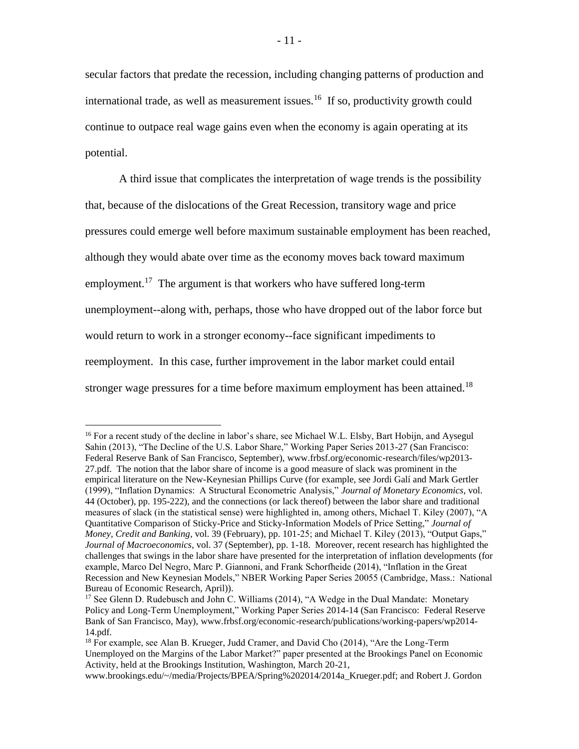secular factors that predate the recession, including changing patterns of production and international trade, as well as measurement issues.[16] If so, productivity growth could continue to outpace real wage gains even when the economy is again operating at its potential.

A third issue that complicates the interpretation of wage trends is the possibility that, because of the dislocations of the Great Recession, transitory wage and price pressures could emerge well before maximum sustainable employment has been reached, although they would abate over time as the economy moves back toward maximum employment.[17] The argument is that workers who have suffered long-term unemployment--along with, perhaps, those who have dropped out of the labor force but would return to work in a stronger economy--face significant impediments to reemployment. In this case, further improvement in the labor market could entail stronger wage pressures for a time before maximum employment has been attained.[18]

---

[16] For a recent study of the decline in labor's share, see Michael W.L. Elsby, Bart Hobijn, and Aysegul Sahin (2013), "The Decline of the U.S. Labor Share," Working Paper Series 2013-27 (San Francisco: Federal Reserve Bank of San Francisco, September), www.frbsf.org/economic-research/files/wp2013-27.pdf. The notion that the labor share of income is a good measure of slack was prominent in the empirical literature on the New-Keynesian Phillips Curve (for example, see Jordi Galí and Mark Gertler (1999), "Inflation Dynamics: A Structural Econometric Analysis," *Journal of Monetary Economics*, vol. 44 (October), pp. 195-222), and the connections (or lack thereof) between the labor share and traditional measures of slack (in the statistical sense) were highlighted in, among others, Michael T. Kiley (2007), "A Quantitative Comparison of Sticky-Price and Sticky-Information Models of Price Setting," *Journal of Money, Credit and Banking*, vol. 39 (February), pp. 101-25; and Michael T. Kiley (2013), "Output Gaps," *Journal of Macroeconomics*, vol. 37 (September), pp. 1-18. Moreover, recent research has highlighted the challenges that swings in the labor share have presented for the interpretation of inflation developments (for example, Marco Del Negro, Marc P. Giannoni, and Frank Schorfheide (2014), "Inflation in the Great Recession and New Keynesian Models," NBER Working Paper Series 20055 (Cambridge, Mass.: National Bureau of Economic Research, April)).

[17] See Glenn D. Rudebusch and John C. Williams (2014), "A Wedge in the Dual Mandate: Monetary Policy and Long-Term Unemployment," Working Paper Series 2014-14 (San Francisco: Federal Reserve Bank of San Francisco, May), www.frbsf.org/economic-research/publications/working-papers/wp2014-14.pdf.

[18] For example, see Alan B. Krueger, Judd Cramer, and David Cho (2014), "Are the Long-Term Unemployed on the Margins of the Labor Market?" paper presented at the Brookings Panel on Economic Activity, held at the Brookings Institution, Washington, March 20-21, www.brookings.edu/~/media/Projects/BPEA/Spring%202014/2014a_Krueger.pdf; and Robert J. Gordon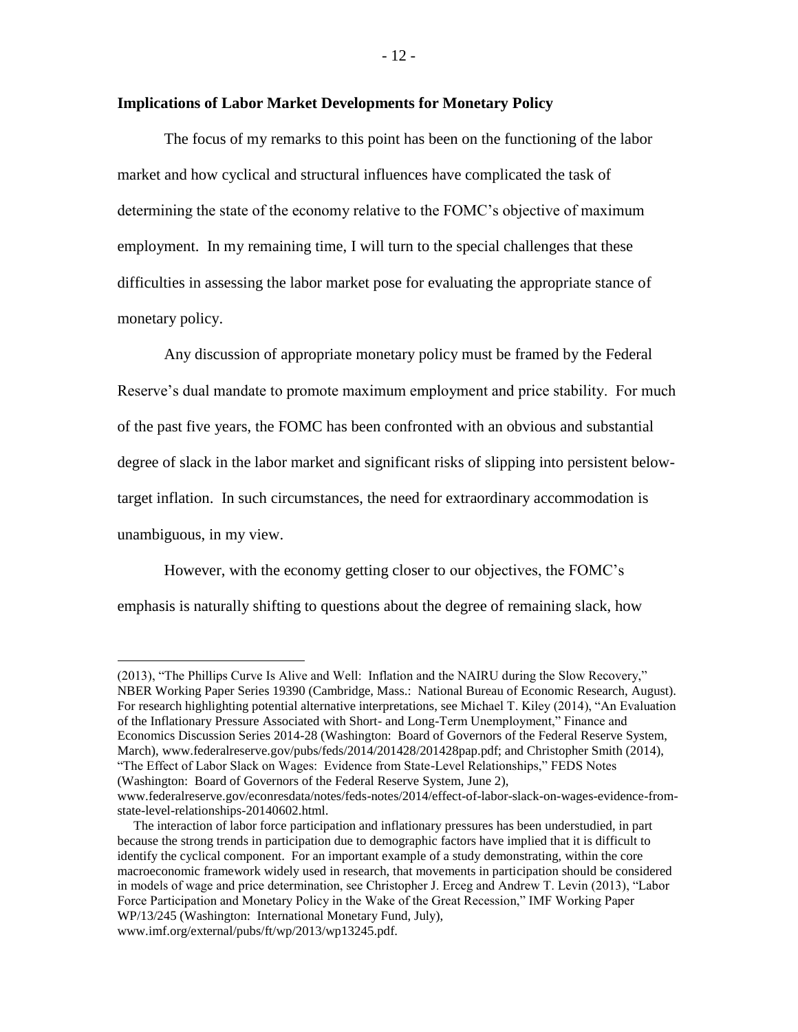**Implications of Labor Market Developments for Monetary Policy**

The focus of my remarks to this point has been on the functioning of the labor market and how cyclical and structural influences have complicated the task of determining the state of the economy relative to the FOMC's objective of maximum employment. In my remaining time, I will turn to the special challenges that these difficulties in assessing the labor market pose for evaluating the appropriate stance of monetary policy.

Any discussion of appropriate monetary policy must be framed by the Federal Reserve's dual mandate to promote maximum employment and price stability. For much of the past five years, the FOMC has been confronted with an obvious and substantial degree of slack in the labor market and significant risks of slipping into persistent below-target inflation. In such circumstances, the need for extraordinary accommodation is unambiguous, in my view.

However, with the economy getting closer to our objectives, the FOMC's emphasis is naturally shifting to questions about the degree of remaining slack, how

---

(2013), "The Phillips Curve Is Alive and Well: Inflation and the NAIRU during the Slow Recovery," NBER Working Paper Series 19390 (Cambridge, Mass.: National Bureau of Economic Research, August). For research highlighting potential alternative interpretations, see Michael T. Kiley (2014), "An Evaluation of the Inflationary Pressure Associated with Short- and Long-Term Unemployment," Finance and Economics Discussion Series 2014-28 (Washington: Board of Governors of the Federal Reserve System, March), www.federalreserve.gov/pubs/feds/2014/201428/201428pap.pdf; and Christopher Smith (2014), "The Effect of Labor Slack on Wages: Evidence from State-Level Relationships," FEDS Notes (Washington: Board of Governors of the Federal Reserve System, June 2), www.federalreserve.gov/econresdata/notes/feds-notes/2014/effect-of-labor-slack-on-wages-evidence-from-state-level-relationships-20140602.html.

The interaction of labor force participation and inflationary pressures has been understudied, in part because the strong trends in participation due to demographic factors have implied that it is difficult to identify the cyclical component. For an important example of a study demonstrating, within the core macroeconomic framework widely used in research, that movements in participation should be considered in models of wage and price determination, see Christopher J. Erceg and Andrew T. Levin (2013), "Labor Force Participation and Monetary Policy in the Wake of the Great Recession," IMF Working Paper WP/13/245 (Washington: International Monetary Fund, July), www.imf.org/external/pubs/ft/wp/2013/wp13245.pdf.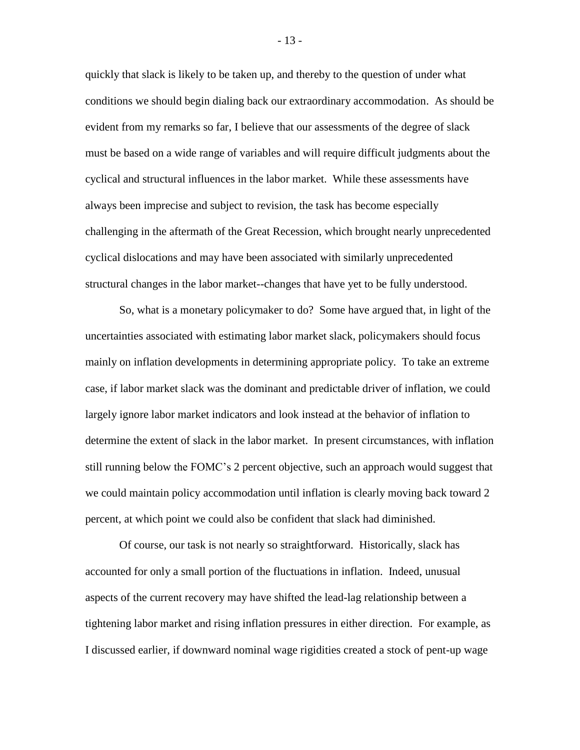quickly that slack is likely to be taken up, and thereby to the question of under what conditions we should begin dialing back our extraordinary accommodation. As should be evident from my remarks so far, I believe that our assessments of the degree of slack must be based on a wide range of variables and will require difficult judgments about the cyclical and structural influences in the labor market. While these assessments have always been imprecise and subject to revision, the task has become especially challenging in the aftermath of the Great Recession, which brought nearly unprecedented cyclical dislocations and may have been associated with similarly unprecedented structural changes in the labor market--changes that have yet to be fully understood.

So, what is a monetary policymaker to do? Some have argued that, in light of the uncertainties associated with estimating labor market slack, policymakers should focus mainly on inflation developments in determining appropriate policy. To take an extreme case, if labor market slack was the dominant and predictable driver of inflation, we could largely ignore labor market indicators and look instead at the behavior of inflation to determine the extent of slack in the labor market. In present circumstances, with inflation still running below the FOMC's 2 percent objective, such an approach would suggest that we could maintain policy accommodation until inflation is clearly moving back toward 2 percent, at which point we could also be confident that slack had diminished.

Of course, our task is not nearly so straightforward. Historically, slack has accounted for only a small portion of the fluctuations in inflation. Indeed, unusual aspects of the current recovery may have shifted the lead-lag relationship between a tightening labor market and rising inflation pressures in either direction. For example, as I discussed earlier, if downward nominal wage rigidities created a stock of pent-up wage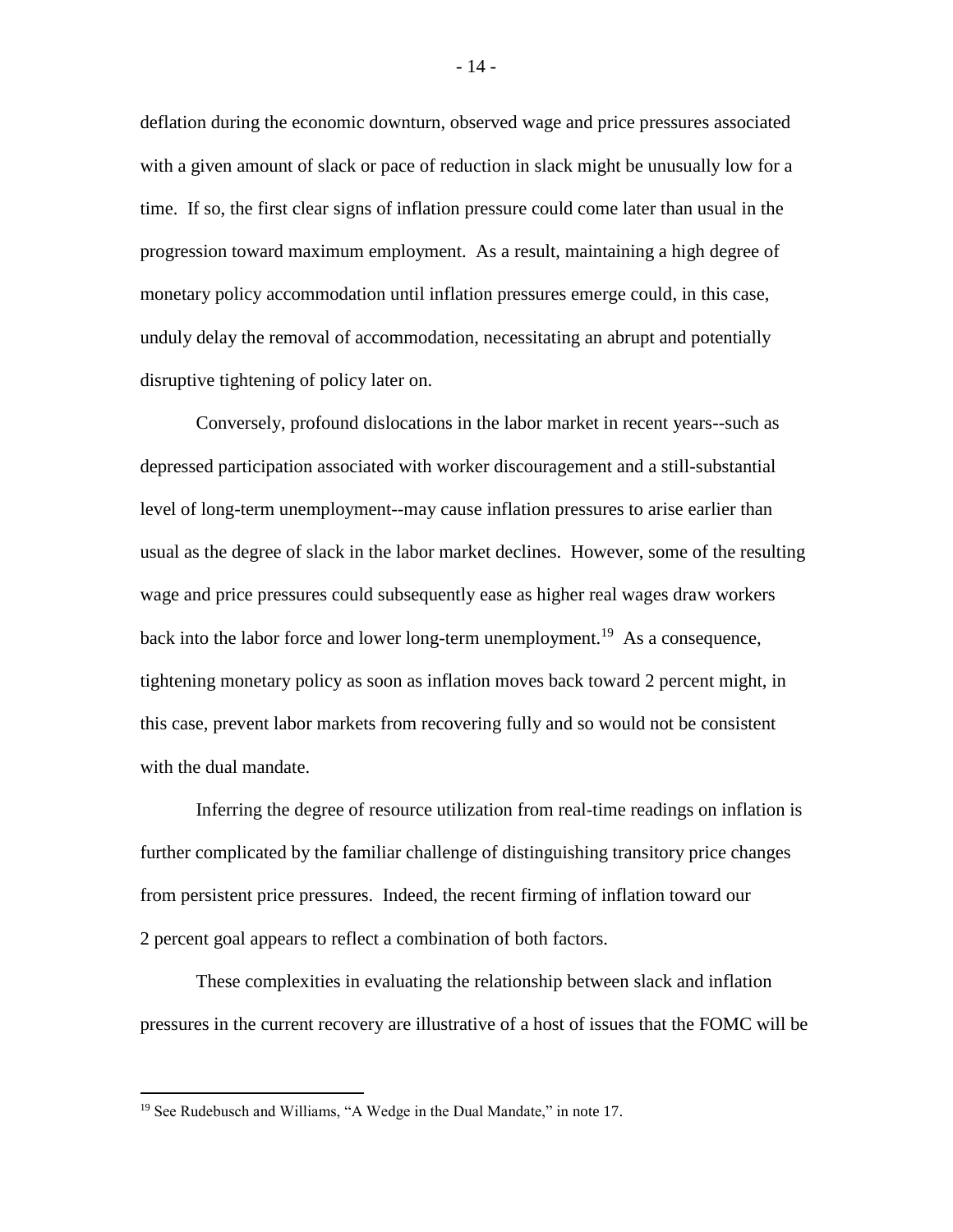deflation during the economic downturn, observed wage and price pressures associated with a given amount of slack or pace of reduction in slack might be unusually low for a time. If so, the first clear signs of inflation pressure could come later than usual in the progression toward maximum employment. As a result, maintaining a high degree of monetary policy accommodation until inflation pressures emerge could, in this case, unduly delay the removal of accommodation, necessitating an abrupt and potentially disruptive tightening of policy later on.

Conversely, profound dislocations in the labor market in recent years--such as depressed participation associated with worker discouragement and a still-substantial level of long-term unemployment--may cause inflation pressures to arise earlier than usual as the degree of slack in the labor market declines. However, some of the resulting wage and price pressures could subsequently ease as higher real wages draw workers back into the labor force and lower long-term unemployment.[19] As a consequence, tightening monetary policy as soon as inflation moves back toward 2 percent might, in this case, prevent labor markets from recovering fully and so would not be consistent with the dual mandate.

Inferring the degree of resource utilization from real-time readings on inflation is further complicated by the familiar challenge of distinguishing transitory price changes from persistent price pressures. Indeed, the recent firming of inflation toward our 2 percent goal appears to reflect a combination of both factors.

These complexities in evaluating the relationship between slack and inflation pressures in the current recovery are illustrative of a host of issues that the FOMC will be

---

[19] See Rudebusch and Williams, "A Wedge in the Dual Mandate," in note 17.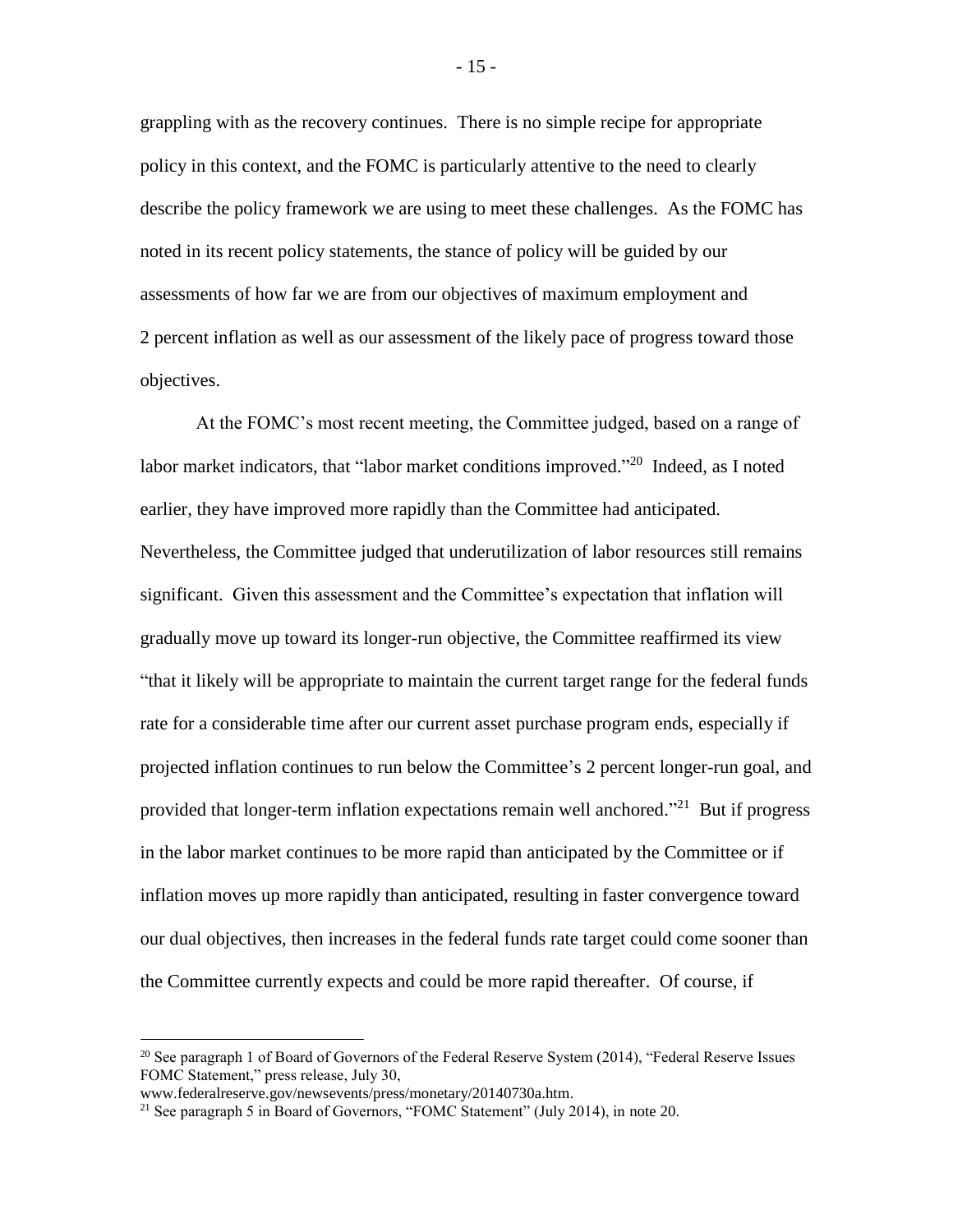grappling with as the recovery continues. There is no simple recipe for appropriate policy in this context, and the FOMC is particularly attentive to the need to clearly describe the policy framework we are using to meet these challenges. As the FOMC has noted in its recent policy statements, the stance of policy will be guided by our assessments of how far we are from our objectives of maximum employment and 2 percent inflation as well as our assessment of the likely pace of progress toward those objectives.

At the FOMC's most recent meeting, the Committee judged, based on a range of labor market indicators, that "labor market conditions improved."[20] Indeed, as I noted earlier, they have improved more rapidly than the Committee had anticipated. Nevertheless, the Committee judged that underutilization of labor resources still remains significant. Given this assessment and the Committee's expectation that inflation will gradually move up toward its longer-run objective, the Committee reaffirmed its view "that it likely will be appropriate to maintain the current target range for the federal funds rate for a considerable time after our current asset purchase program ends, especially if projected inflation continues to run below the Committee's 2 percent longer-run goal, and provided that longer-term inflation expectations remain well anchored."[21] But if progress in the labor market continues to be more rapid than anticipated by the Committee or if inflation moves up more rapidly than anticipated, resulting in faster convergence toward our dual objectives, then increases in the federal funds rate target could come sooner than the Committee currently expects and could be more rapid thereafter. Of course, if

---

[20] See paragraph 1 of Board of Governors of the Federal Reserve System (2014), "Federal Reserve Issues FOMC Statement," press release, July 30, www.federalreserve.gov/newsevents/press/monetary/20140730a.htm.

[21] See paragraph 5 in Board of Governors, "FOMC Statement" (July 2014), in note 20.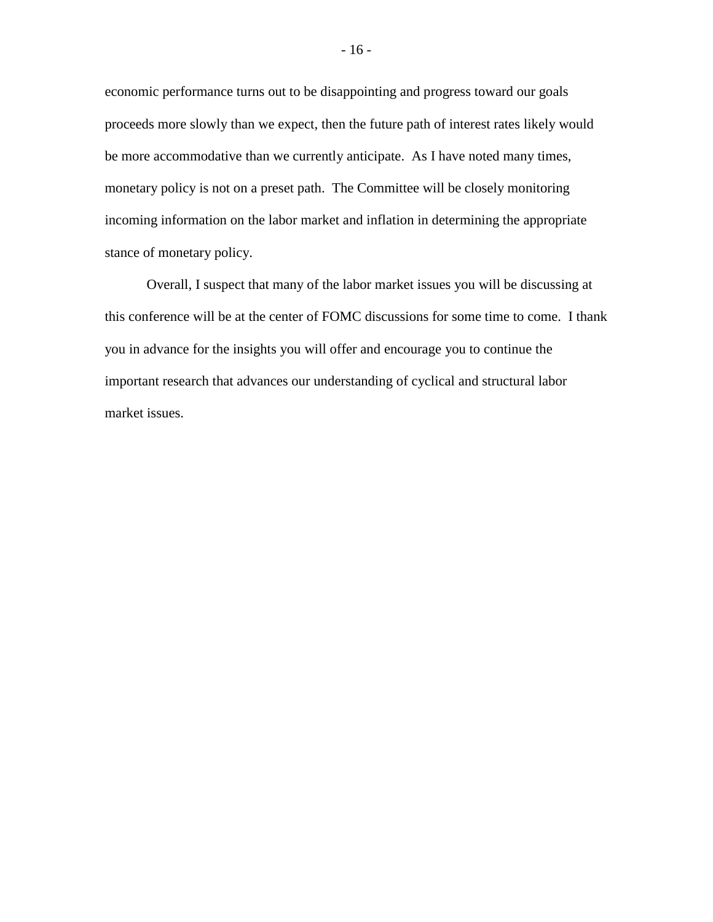economic performance turns out to be disappointing and progress toward our goals proceeds more slowly than we expect, then the future path of interest rates likely would be more accommodative than we currently anticipate. As I have noted many times, monetary policy is not on a preset path. The Committee will be closely monitoring incoming information on the labor market and inflation in determining the appropriate stance of monetary policy.

Overall, I suspect that many of the labor market issues you will be discussing at this conference will be at the center of FOMC discussions for some time to come. I thank you in advance for the insights you will offer and encourage you to continue the important research that advances our understanding of cyclical and structural labor market issues.